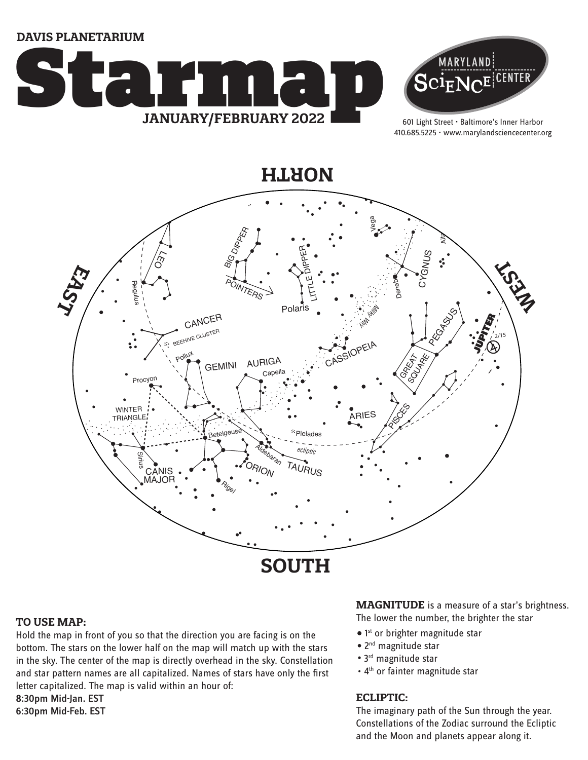DAVIS PLANETARIUM

# Starmap

JANUARY/FEBRUARY 2022

MARYLAND SCIENCE CENTER

601 Light Street • Baltimore's Inner Harbor
410.685.5225 • www.marylandsciencecenter.org

NORTH

EAST

WEST

SOUTH

LEO, Regulus, BIG DIPPER, POINTERS, LITTLE DIPPER, Polaris, Vega, CYGNUS, Deneb, Alt, Milky Way, CANCER, BEEHIVE CLUSTER, Pollux, GEMINI, AURIGA, Capella, CASSIOPEIA, PEGASUS, GREAT SQUARE, JUPITER, 2/15, Procyon, WINTER TRIANGLE, Betelgeuse, Pleiades, ARIES, PISCES, ecliptic, Aldebaran, TAURUS, Sirius, CANIS MAJOR, ORION, Rigel

## TO USE MAP:

Hold the map in front of you so that the direction you are facing is on the bottom. The stars on the lower half on the map will match up with the stars in the sky. The center of the map is directly overhead in the sky. Constellation and star pattern names are all capitalized. Names of stars have only the first letter capitalized. The map is valid within an hour of:

**8:30pm Mid-Jan. EST**
**6:30pm Mid-Feb. EST**

**MAGNITUDE** is a measure of a star's brightness. The lower the number, the brighter the star

- 1st or brighter magnitude star
- 2nd magnitude star
- 3rd magnitude star
- 4th or fainter magnitude star

## ECLIPTIC:

The imaginary path of the Sun through the year. Constellations of the Zodiac surround the Ecliptic and the Moon and planets appear along it.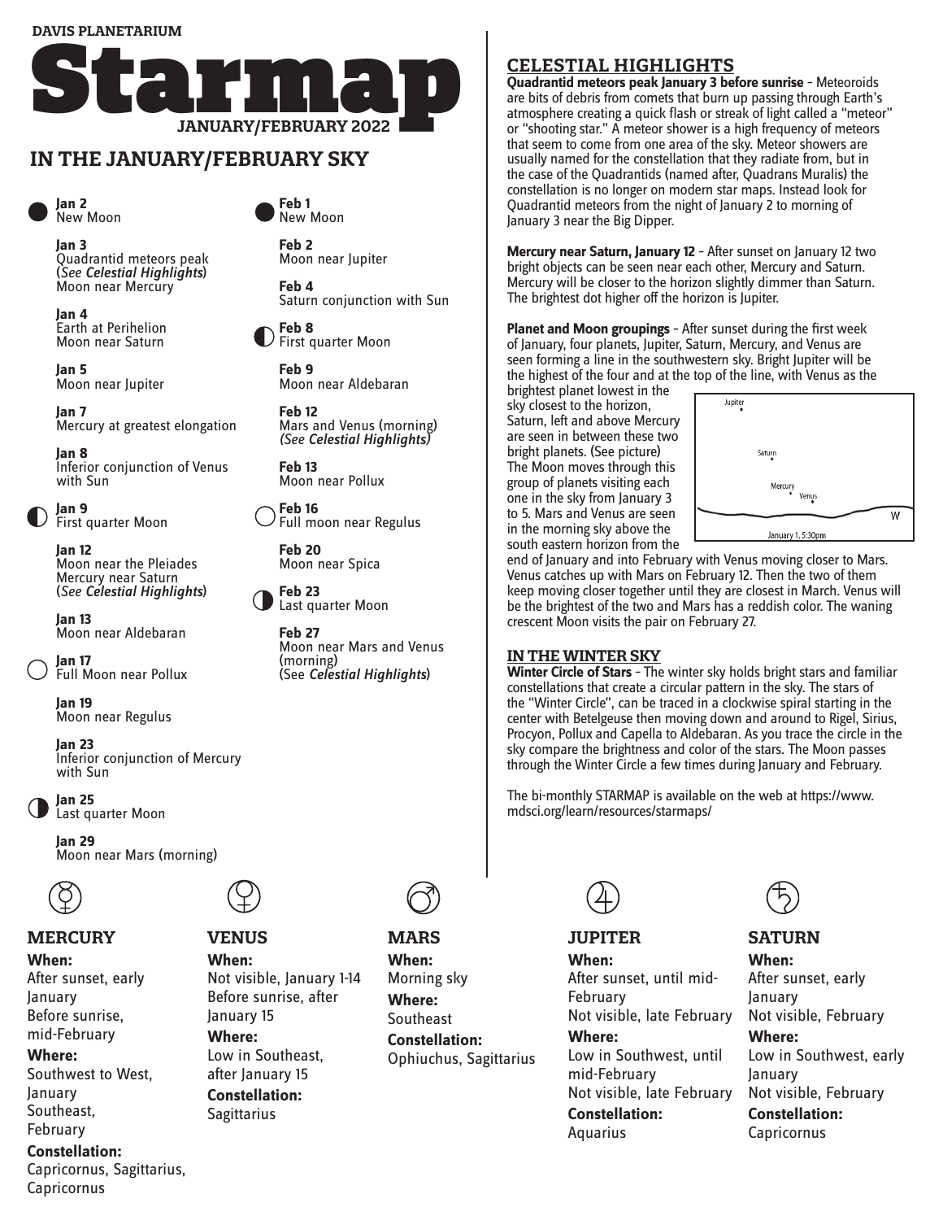DAVIS PLANETARIUM

# Starmap

JANUARY/FEBRUARY 2022

## IN THE JANUARY/FEBRUARY SKY

**Jan 2**
New Moon

**Jan 3**
Quadrantid meteors peak
(*See **Celestial Highlights***)
Moon near Mercury

**Jan 4**
Earth at Perihelion
Moon near Saturn

**Jan 5**
Moon near Jupiter

**Jan 7**
Mercury at greatest elongation

**Jan 8**
Inferior conjunction of Venus with Sun

**Jan 9**
First quarter Moon

**Jan 12**
Moon near the Pleiades
Mercury near Saturn
(*See **Celestial Highlights***)

**Jan 13**
Moon near Aldebaran

**Jan 17**
Full Moon near Pollux

**Jan 19**
Moon near Regulus

**Jan 23**
Inferior conjunction of Mercury with Sun

**Jan 25**
Last quarter Moon

**Jan 29**
Moon near Mars (morning)

**Feb 1**
New Moon

**Feb 2**
Moon near Jupiter

**Feb 4**
Saturn conjunction with Sun

**Feb 8**
First quarter Moon

**Feb 9**
Moon near Aldebaran

**Feb 12**
Mars and Venus (morning)
*(See **Celestial Highlights**)*

**Feb 13**
Moon near Pollux

**Feb 16**
Full moon near Regulus

**Feb 20**
Moon near Spica

**Feb 23**
Last quarter Moon

**Feb 27**
Moon near Mars and Venus (morning)
(See ***Celestial Highlights***)

## CELESTIAL HIGHLIGHTS

**Quadrantid meteors peak January 3 before sunrise** – Meteoroids are bits of debris from comets that burn up passing through Earth's atmosphere creating a quick flash or streak of light called a "meteor" or "shooting star." A meteor shower is a high frequency of meteors that seem to come from one area of the sky. Meteor showers are usually named for the constellation that they radiate from, but in the case of the Quadrantids (named after, Quadrans Muralis) the constellation is no longer on modern star maps. Instead look for Quadrantid meteors from the night of January 2 to morning of January 3 near the Big Dipper.

**Mercury near Saturn, January 12** – After sunset on January 12 two bright objects can be seen near each other, Mercury and Saturn. Mercury will be closer to the horizon slightly dimmer than Saturn. The brightest dot higher off the horizon is Jupiter.

**Planet and Moon groupings** – After sunset during the first week of January, four planets, Jupiter, Saturn, Mercury, and Venus are seen forming a line in the southwestern sky. Bright Jupiter will be the highest of the four and at the top of the line, with Venus as the brightest planet lowest in the sky closest to the horizon, Saturn, left and above Mercury are seen in between these two bright planets. (See picture) The Moon moves through this group of planets visiting each one in the sky from January 3 to 5. Mars and Venus are seen in the morning sky above the south eastern horizon from the end of January and into February with Venus moving closer to Mars. Venus catches up with Mars on February 12. Then the two of them keep moving closer together until they are closest in March. Venus will be the brightest of the two and Mars has a reddish color. The waning crescent Moon visits the pair on February 27.

Jupiter
Saturn
Mercury
Venus
W
January 1, 5:30pm

## IN THE WINTER SKY

**Winter Circle of Stars** – The winter sky holds bright stars and familiar constellations that create a circular pattern in the sky. The stars of the "Winter Circle", can be traced in a clockwise spiral starting in the center with Betelgeuse then moving down and around to Rigel, Sirius, Procyon, Pollux and Capella to Aldebaran. As you trace the circle in the sky compare the brightness and color of the stars. The Moon passes through the Winter Circle a few times during January and February.

The bi-monthly STARMAP is available on the web at https://www.mdsci.org/learn/resources/starmaps/

### MERCURY

**When:**
After sunset, early January
Before sunrise, mid-February

**Where:**
Southwest to West, January
Southeast, February

**Constellation:**
Capricornus, Sagittarius, Capricornus

### VENUS

**When:**
Not visible, January 1-14
Before sunrise, after January 15

**Where:**
Low in Southeast, after January 15

**Constellation:**
Sagittarius

### MARS

**When:**
Morning sky

**Where:**
Southeast

**Constellation:**
Ophiuchus, Sagittarius

### JUPITER

**When:**
After sunset, until mid-February
Not visible, late February

**Where:**
Low in Southwest, until mid-February
Not visible, late February

**Constellation:**
Aquarius

### SATURN

**When:**
After sunset, early January
Not visible, February

**Where:**
Low in Southwest, early January
Not visible, February

**Constellation:**
Capricornus